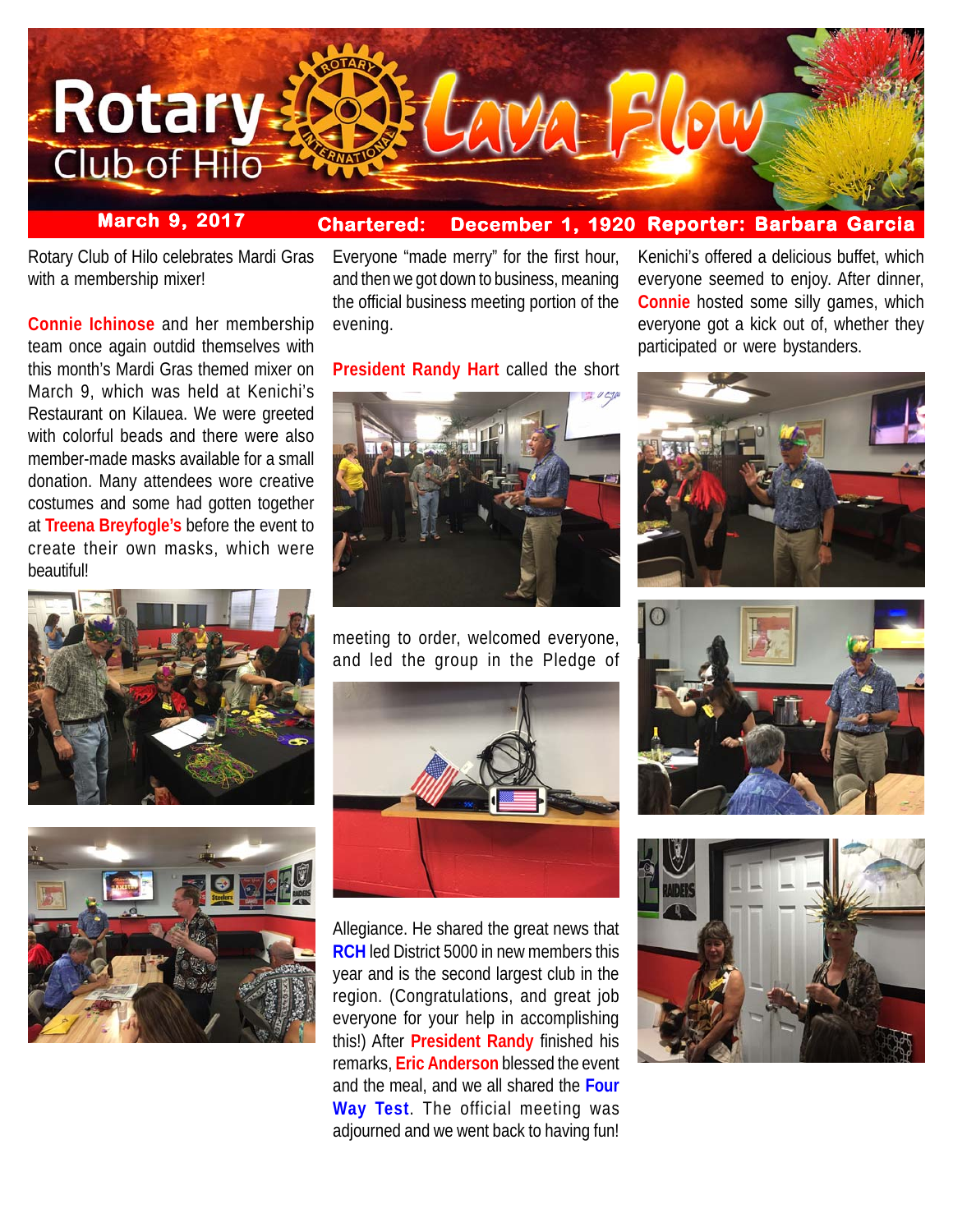# Rotary Club of Hilo — Lava Flow

**March 9, 2017** | **Chartered: December 1, 1920** | **Reporter: Barbara Garcia**

Rotary Club of Hilo celebrates Mardi Gras with a membership mixer!

**Connie Ichinose** and her membership team once again outdid themselves with this month's Mardi Gras themed mixer on March 9, which was held at Kenichi's Restaurant on Kilauea. We were greeted with colorful beads and there were also member-made masks available for a small donation. Many attendees wore creative costumes and some had gotten together at **Treena Breyfogle's** before the event to create their own masks, which were beautiful!

Everyone "made merry" for the first hour, and then we got down to business, meaning the official business meeting portion of the evening.

**President Randy Hart** called the short meeting to order, welcomed everyone, and led the group in the Pledge of Allegiance. He shared the great news that **RCH** led District 5000 in new members this year and is the second largest club in the region. (Congratulations, and great job everyone for your help in accomplishing this!) After **President Randy** finished his remarks, **Eric Anderson** blessed the event and the meal, and we all shared the **Four Way Test**. The official meeting was adjourned and we went back to having fun!

Kenichi's offered a delicious buffet, which everyone seemed to enjoy. After dinner, **Connie** hosted some silly games, which everyone got a kick out of, whether they participated or were bystanders.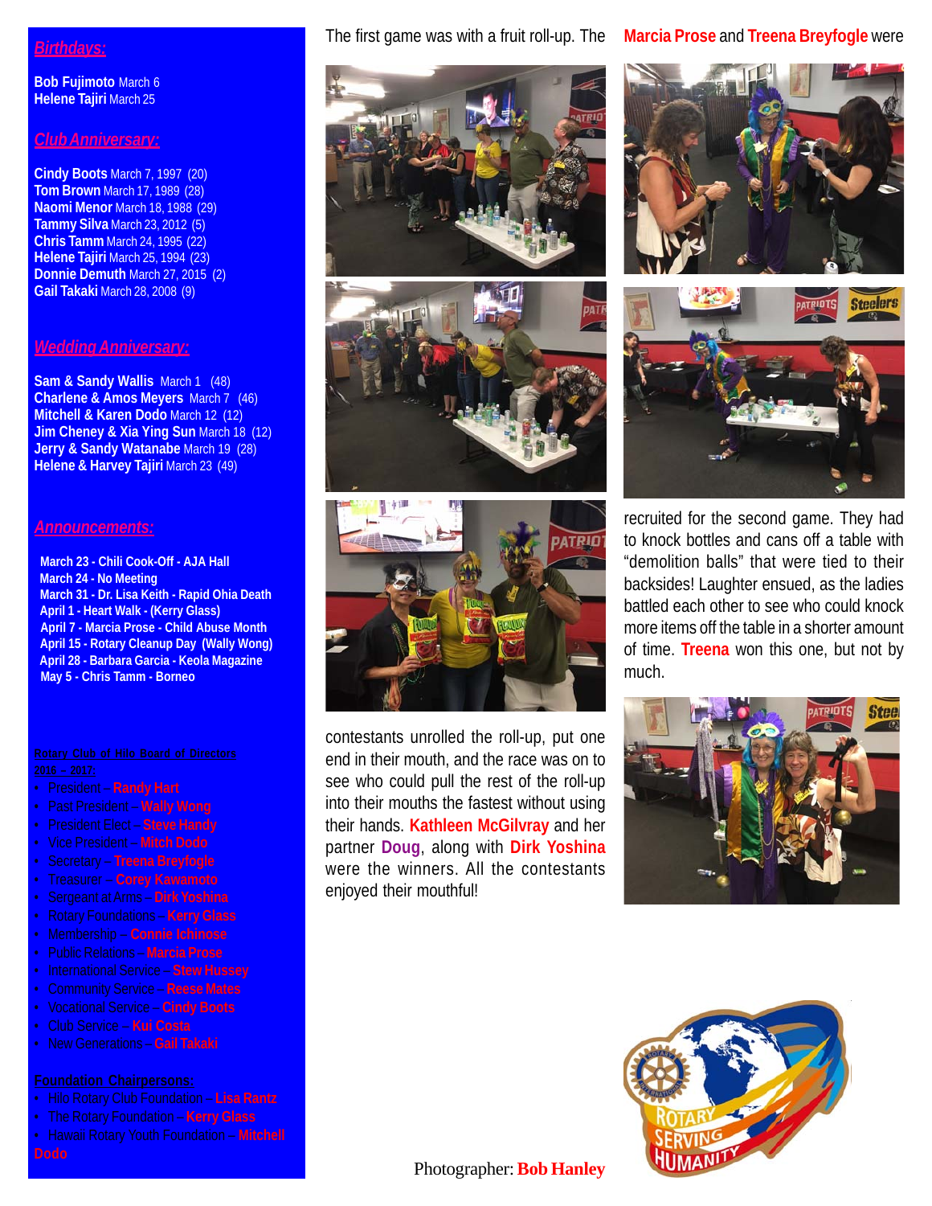## Birthdays:

**Bob Fujimoto** March 6
**Helene Tajiri** March 25

## Club Anniversary:

**Cindy Boots** March 7, 1997 (20)
**Tom Brown** March 17, 1989 (28)
**Naomi Menor** March 18, 1988 (29)
**Tammy Silva** March 23, 2012 (5)
**Chris Tamm** March 24, 1995 (22)
**Helene Tajiri** March 25, 1994 (23)
**Donnie Demuth** March 27, 2015 (2)
**Gail Takaki** March 28, 2008 (9)

## Wedding Anniversary:

**Sam & Sandy Wallis** March 1 (48)
**Charlene & Amos Meyers** March 7 (46)
**Mitchell & Karen Dodo** March 12 (12)
**Jim Cheney & Xia Ying Sun** March 18 (12)
**Jerry & Sandy Watanabe** March 19 (28)
**Helene & Harvey Tajiri** March 23 (49)

## Announcements:

**March 23 - Chili Cook-Off - AJA Hall**
**March 24 - No Meeting**
**March 31 - Dr. Lisa Keith - Rapid Ohia Death**
**April 1 - Heart Walk - (Kerry Glass)**
**April 7 - Marcia Prose - Child Abuse Month**
**April 15 - Rotary Cleanup Day (Wally Wong)**
**April 28 - Barbara Garcia - Keola Magazine**
**May 5 - Chris Tamm - Borneo**

### Rotary Club of Hilo Board of Directors 2016 – 2017:

- President – **Randy Hart**
- Past President – **Wally Wong**
- President Elect – **Steve Handy**
- Vice President – **Mitch Dodo**
- Secretary – **Treena Breyfogle**
- Treasurer – **Corey Kawamoto**
- Sergeant at Arms – **Dirk Yoshina**
- Rotary Foundations – **Kerry Glass**
- Membership – **Connie Ichinose**
- Public Relations – **Marcia Prose**
- International Service – **Stew Hussey**
- Community Service – **Reese Mates**
- Vocational Service – **Cindy Boots**
- Club Service – **Kui Costa**
- New Generations – **Gail Takaki**

### Foundation Chairpersons:

- Hilo Rotary Club Foundation – **Lisa Rantz**
- The Rotary Foundation – **Kerry Glass**
- Hawaii Rotary Youth Foundation – **Mitchell Dodo**

The first game was with a fruit roll-up. The contestants unrolled the roll-up, put one end in their mouth, and the race was on to see who could pull the rest of the roll-up into their mouths the fastest without using their hands. **Kathleen McGilvray** and her partner **Doug**, along with **Dirk Yoshina** were the winners. All the contestants enjoyed their mouthful!

The **Marcia Prose** and **Treena Breyfogle** were recruited for the second game. They had to knock bottles and cans off a table with "demolition balls" that were tied to their backsides! Laughter ensued, as the ladies battled each other to see who could knock more items off the table in a shorter amount of time. **Treena** won this one, but not by much.

Photographer: **Bob Hanley**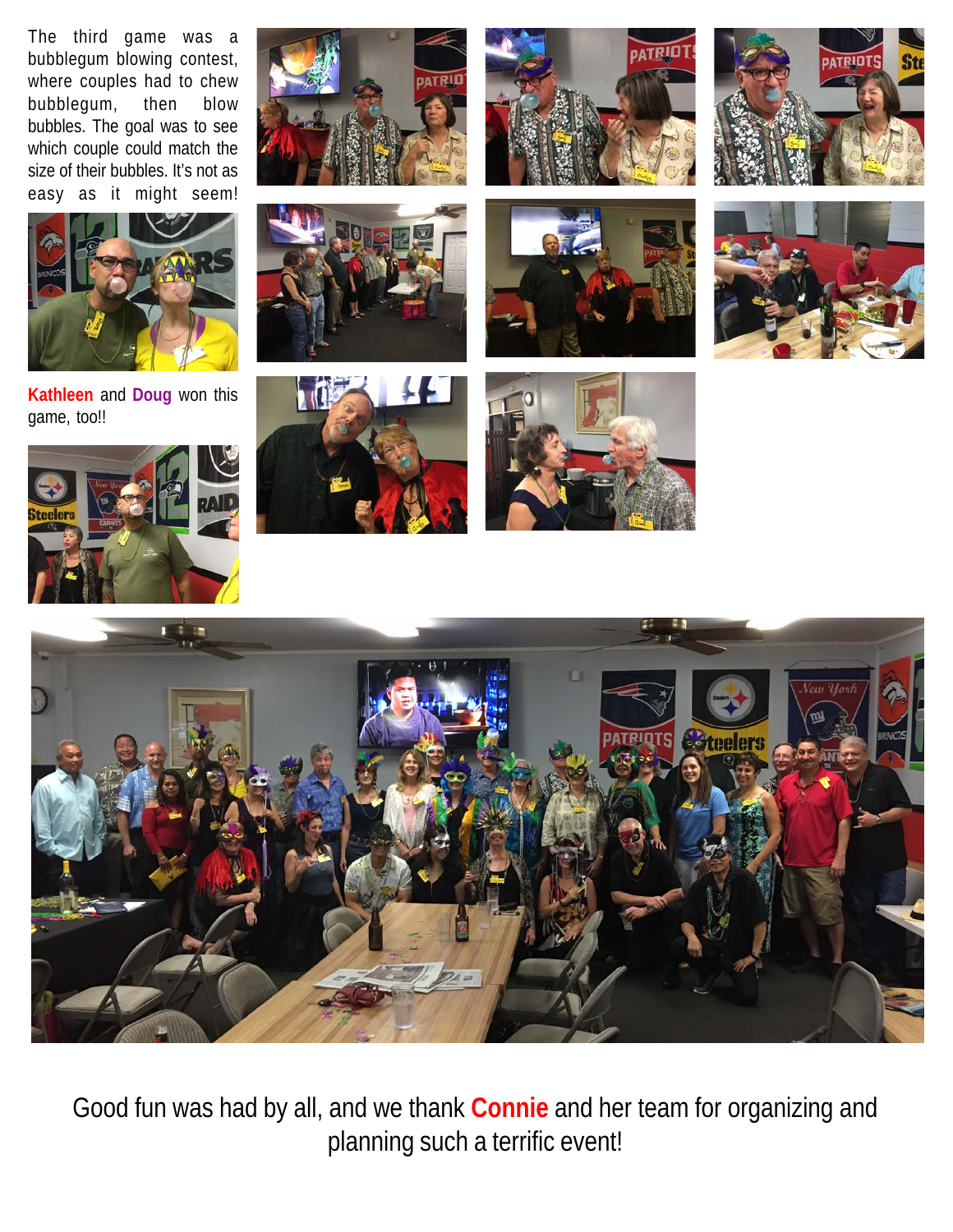The third game was a bubblegum blowing contest, where couples had to chew bubblegum, then blow bubbles. The goal was to see which couple could match the size of their bubbles. It's not as easy as it might seem!

**Kathleen** and **Doug** won this game, too!!

Good fun was had by all, and we thank **Connie** and her team for organizing and planning such a terrific event!